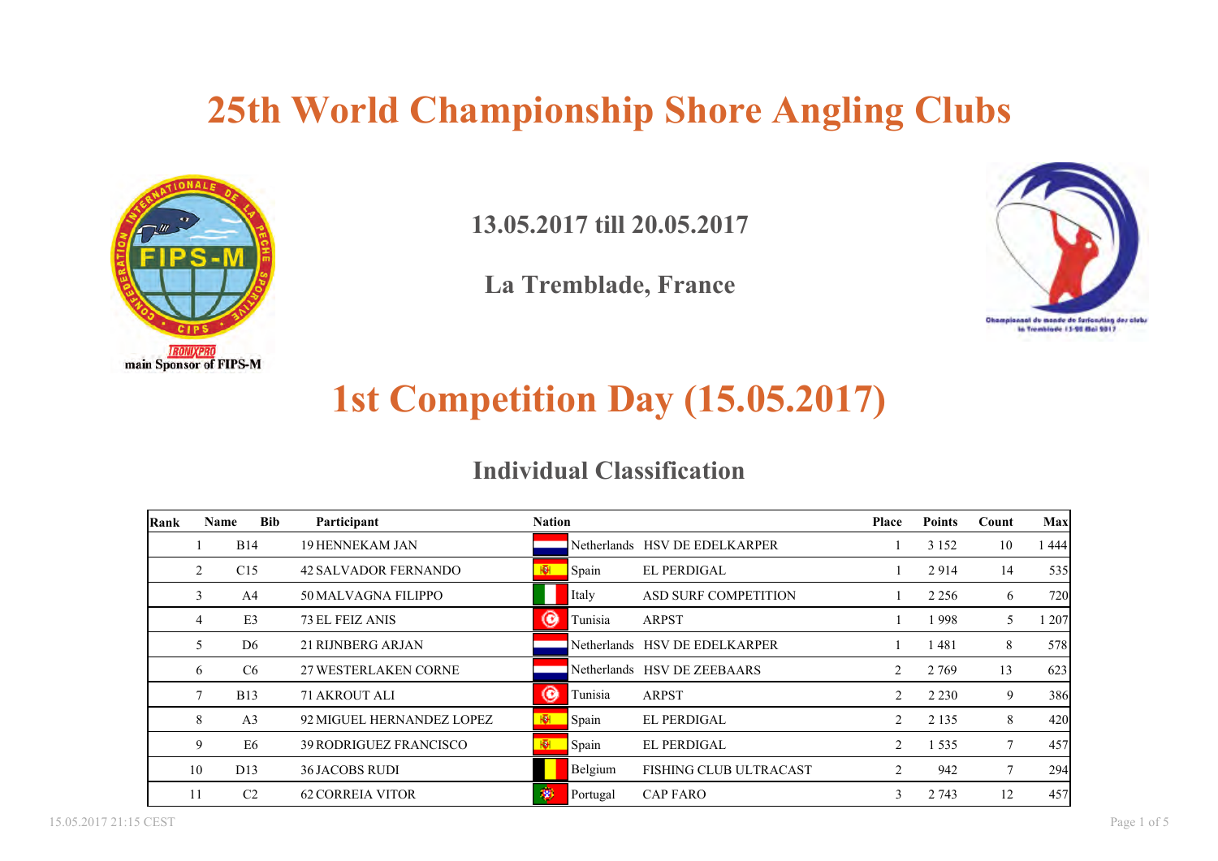# 25th World Championship Shore Angling Clubs

main Sponsor of FIPS-M

**13.05.2017 till 20.05.2017**

**La Tremblade, France**

# 1st Competition Day (15.05.2017)

## Individual Classification

| Rank | Name | Bib | Participant | Nation | | Place | Points | Count | Max |
|---|---|---|---|---|---|---|---|---|---|
| 1 | B14 | 19 | HENNEKAM JAN | Netherlands | HSV DE EDELKARPER | 1 | 3 152 | 10 | 1 444 |
| 2 | C15 | 42 | SALVADOR FERNANDO | Spain | EL PERDIGAL | 1 | 2 914 | 14 | 535 |
| 3 | A4 | 50 | MALVAGNA FILIPPO | Italy | ASD SURF COMPETITION | 1 | 2 256 | 6 | 720 |
| 4 | E3 | 73 | EL FEIZ ANIS | Tunisia | ARPST | 1 | 1 998 | 5 | 1 207 |
| 5 | D6 | 21 | RIJNBERG ARJAN | Netherlands | HSV DE EDELKARPER | 1 | 1 481 | 8 | 578 |
| 6 | C6 | 27 | WESTERLAKEN CORNE | Netherlands | HSV DE ZEEBAARS | 2 | 2 769 | 13 | 623 |
| 7 | B13 | 71 | AKROUT ALI | Tunisia | ARPST | 2 | 2 230 | 9 | 386 |
| 8 | A3 | 92 | MIGUEL HERNANDEZ LOPEZ | Spain | EL PERDIGAL | 2 | 2 135 | 8 | 420 |
| 9 | E6 | 39 | RODRIGUEZ FRANCISCO | Spain | EL PERDIGAL | 2 | 1 535 | 7 | 457 |
| 10 | D13 | 36 | JACOBS RUDI | Belgium | FISHING CLUB ULTRACAST | 2 | 942 | 7 | 294 |
| 11 | C2 | 62 | CORREIA VITOR | Portugal | CAP FARO | 3 | 2 743 | 12 | 457 |

15.05.2017 21:15 CEST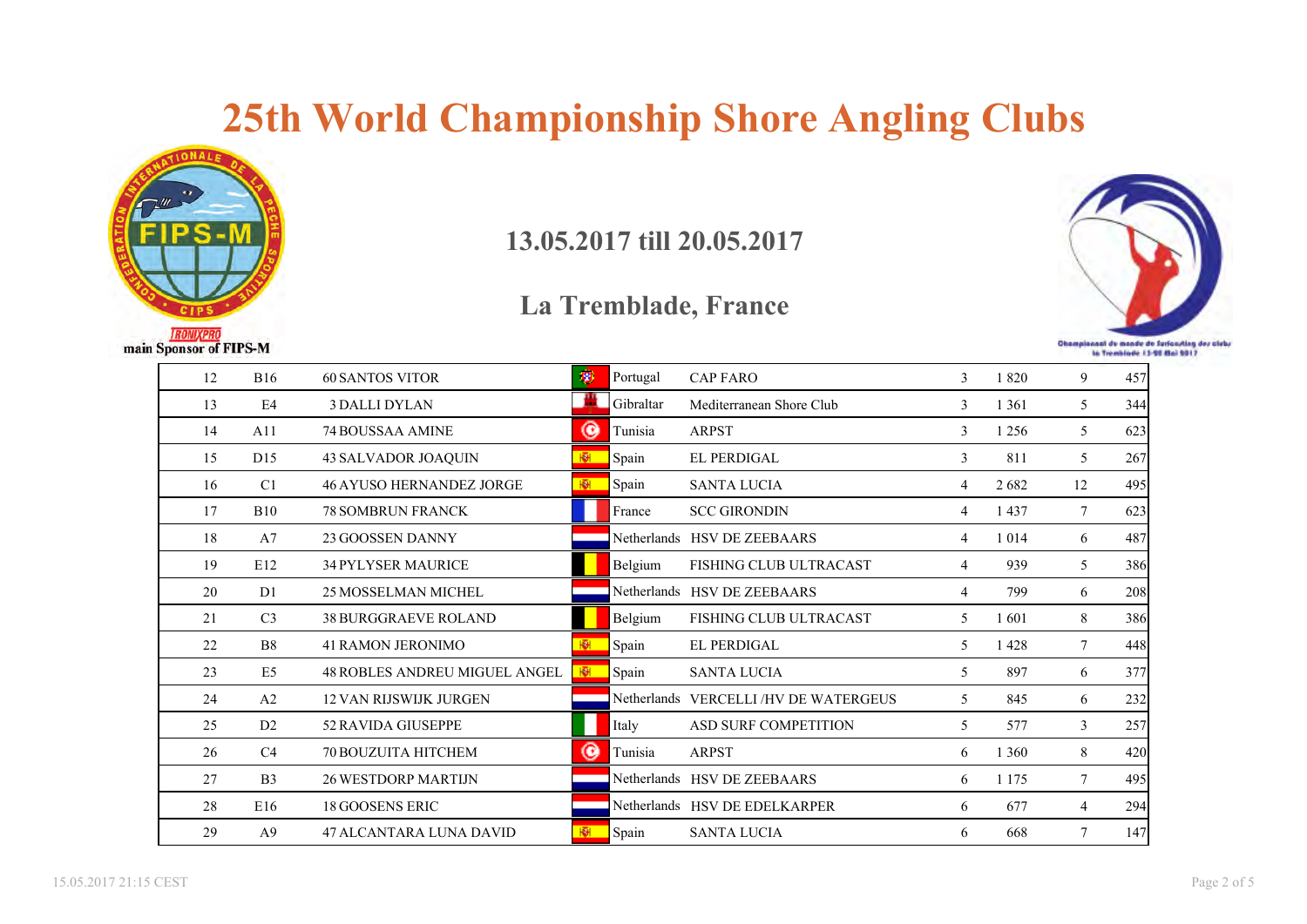# 25th World Championship Shore Angling Clubs

## 13.05.2017 till 20.05.2017

## La Tremblade, France

main Sponsor of FIPS-M

| | | | | | | | | |
|---|---|---|---|---|---|---|---|---|
| 12 | B16 | 60 SANTOS VITOR | Portugal | CAP FARO | 3 | 1 820 | 9 | 457 |
| 13 | E4 | 3 DALLI DYLAN | Gibraltar | Mediterranean Shore Club | 3 | 1 361 | 5 | 344 |
| 14 | A11 | 74 BOUSSAA AMINE | Tunisia | ARPST | 3 | 1 256 | 5 | 623 |
| 15 | D15 | 43 SALVADOR JOAQUIN | Spain | EL PERDIGAL | 3 | 811 | 5 | 267 |
| 16 | C1 | 46 AYUSO HERNANDEZ JORGE | Spain | SANTA LUCIA | 4 | 2 682 | 12 | 495 |
| 17 | B10 | 78 SOMBRUN FRANCK | France | SCC GIRONDIN | 4 | 1 437 | 7 | 623 |
| 18 | A7 | 23 GOOSSEN DANNY | Netherlands | HSV DE ZEEBAARS | 4 | 1 014 | 6 | 487 |
| 19 | E12 | 34 PYLYSER MAURICE | Belgium | FISHING CLUB ULTRACAST | 4 | 939 | 5 | 386 |
| 20 | D1 | 25 MOSSELMAN MICHEL | Netherlands | HSV DE ZEEBAARS | 4 | 799 | 6 | 208 |
| 21 | C3 | 38 BURGGRAEVE ROLAND | Belgium | FISHING CLUB ULTRACAST | 5 | 1 601 | 8 | 386 |
| 22 | B8 | 41 RAMON JERONIMO | Spain | EL PERDIGAL | 5 | 1 428 | 7 | 448 |
| 23 | E5 | 48 ROBLES ANDREU MIGUEL ANGEL | Spain | SANTA LUCIA | 5 | 897 | 6 | 377 |
| 24 | A2 | 12 VAN RIJSWIJK JURGEN | Netherlands | VERCELLI /HV DE WATERGEUS | 5 | 845 | 6 | 232 |
| 25 | D2 | 52 RAVIDA GIUSEPPE | Italy | ASD SURF COMPETITION | 5 | 577 | 3 | 257 |
| 26 | C4 | 70 BOUZUITA HITCHEM | Tunisia | ARPST | 6 | 1 360 | 8 | 420 |
| 27 | B3 | 26 WESTDORP MARTIJN | Netherlands | HSV DE ZEEBAARS | 6 | 1 175 | 7 | 495 |
| 28 | E16 | 18 GOOSENS ERIC | Netherlands | HSV DE EDELKARPER | 6 | 677 | 4 | 294 |
| 29 | A9 | 47 ALCANTARA LUNA DAVID | Spain | SANTA LUCIA | 6 | 668 | 7 | 147 |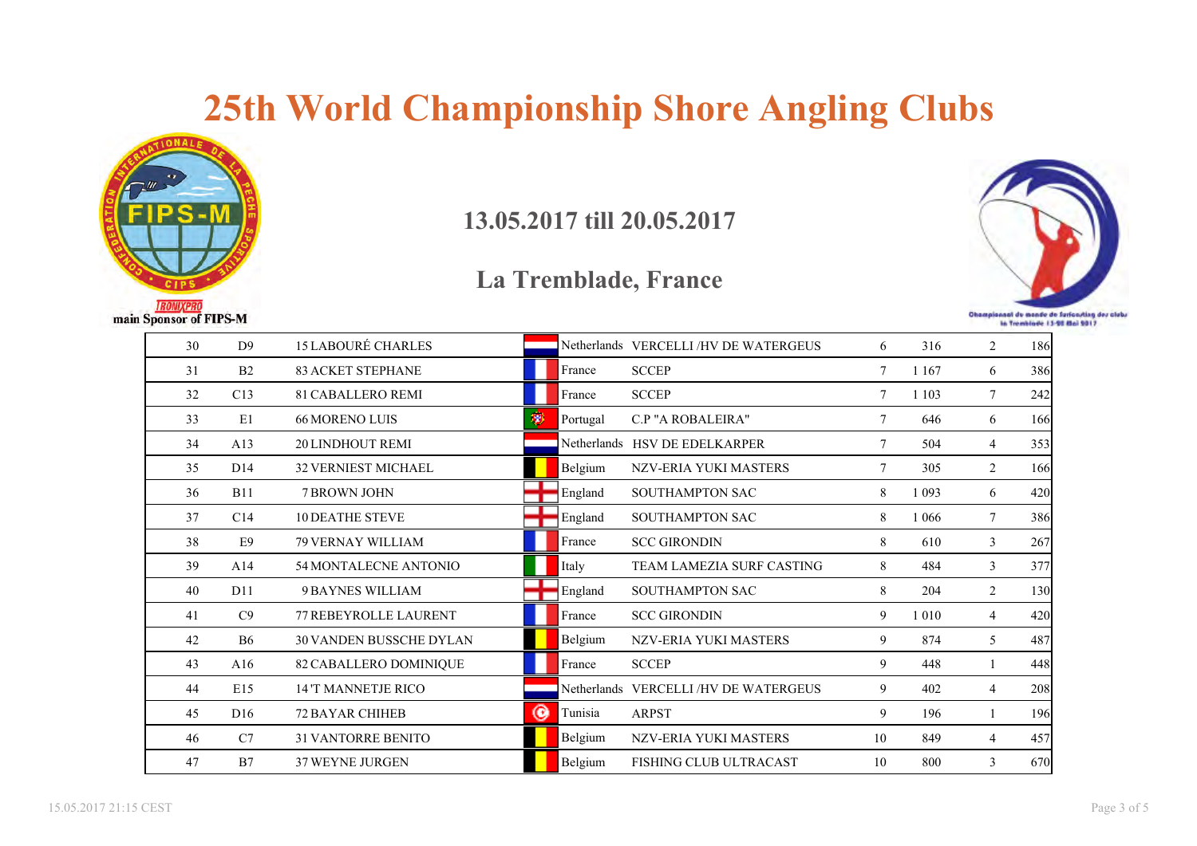# 25th World Championship Shore Angling Clubs

main Sponsor of FIPS-M

## 13.05.2017 till 20.05.2017

## La Tremblade, France

| | | | | | | | | |
|---|---|---|---|---|---|---|---|---|
| 30 | D9 | 15 LABOURÉ CHARLES | Netherlands | VERCELLI /HV DE WATERGEUS | 6 | 316 | 2 | 186 |
| 31 | B2 | 83 ACKET STEPHANE | France | SCCEP | 7 | 1 167 | 6 | 386 |
| 32 | C13 | 81 CABALLERO REMI | France | SCCEP | 7 | 1 103 | 7 | 242 |
| 33 | E1 | 66 MORENO LUIS | Portugal | C.P "A ROBALEIRA" | 7 | 646 | 6 | 166 |
| 34 | A13 | 20 LINDHOUT REMI | Netherlands | HSV DE EDELKARPER | 7 | 504 | 4 | 353 |
| 35 | D14 | 32 VERNIEST MICHAEL | Belgium | NZV-ERIA YUKI MASTERS | 7 | 305 | 2 | 166 |
| 36 | B11 | 7 BROWN JOHN | England | SOUTHAMPTON SAC | 8 | 1 093 | 6 | 420 |
| 37 | C14 | 10 DEATHE STEVE | England | SOUTHAMPTON SAC | 8 | 1 066 | 7 | 386 |
| 38 | E9 | 79 VERNAY WILLIAM | France | SCC GIRONDIN | 8 | 610 | 3 | 267 |
| 39 | A14 | 54 MONTALECNE ANTONIO | Italy | TEAM LAMEZIA SURF CASTING | 8 | 484 | 3 | 377 |
| 40 | D11 | 9 BAYNES WILLIAM | England | SOUTHAMPTON SAC | 8 | 204 | 2 | 130 |
| 41 | C9 | 77 REBEYROLLE LAURENT | France | SCC GIRONDIN | 9 | 1 010 | 4 | 420 |
| 42 | B6 | 30 VANDEN BUSSCHE DYLAN | Belgium | NZV-ERIA YUKI MASTERS | 9 | 874 | 5 | 487 |
| 43 | A16 | 82 CABALLERO DOMINIQUE | France | SCCEP | 9 | 448 | 1 | 448 |
| 44 | E15 | 14 'T MANNETJE RICO | Netherlands | VERCELLI /HV DE WATERGEUS | 9 | 402 | 4 | 208 |
| 45 | D16 | 72 BAYAR CHIHEB | Tunisia | ARPST | 9 | 196 | 1 | 196 |
| 46 | C7 | 31 VANTORRE BENITO | Belgium | NZV-ERIA YUKI MASTERS | 10 | 849 | 4 | 457 |
| 47 | B7 | 37 WEYNE JURGEN | Belgium | FISHING CLUB ULTRACAST | 10 | 800 | 3 | 670 |

15.05.2017 21:15 CEST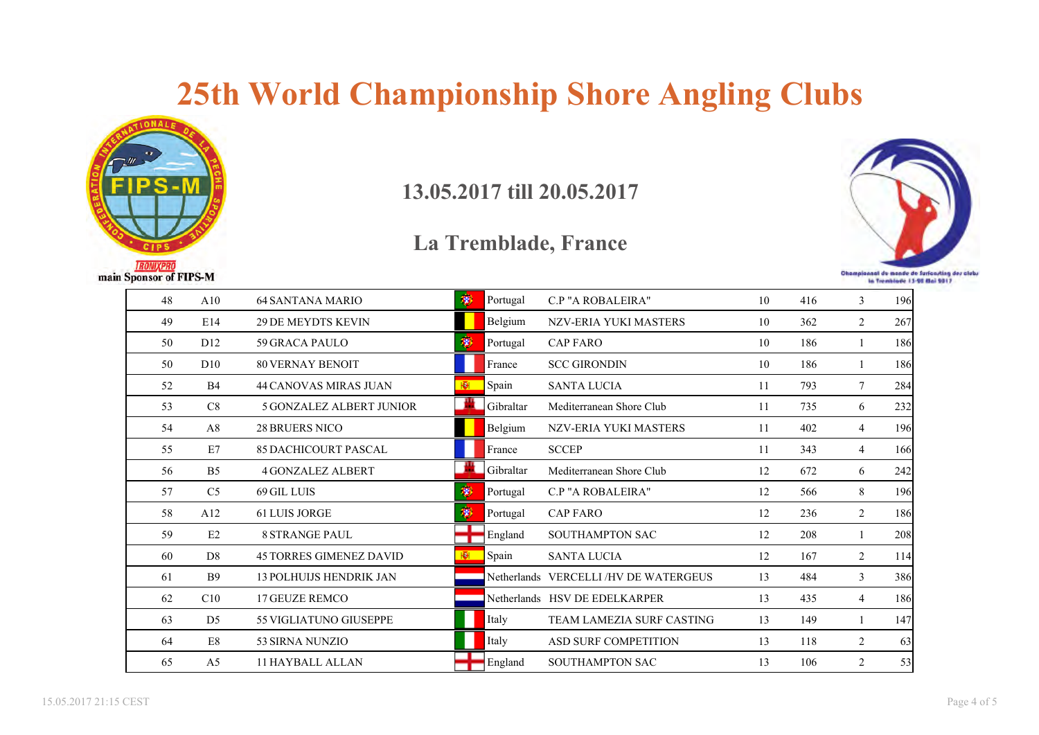# 25th World Championship Shore Angling Clubs

main Sponsor of FIPS-M

## 13.05.2017 till 20.05.2017

## La Tremblade, France

Championnat du monde de Surfcasting des clubs la Tremblade 13-20 Mai 2017

| | | | | | | | | |
|---|---|---|---|---|---|---|---|---|
| 48 | A10 | 64 SANTANA MARIO | Portugal | C.P "A ROBALEIRA" | 10 | 416 | 3 | 196 |
| 49 | E14 | 29 DE MEYDTS KEVIN | Belgium | NZV-ERIA YUKI MASTERS | 10 | 362 | 2 | 267 |
| 50 | D12 | 59 GRACA PAULO | Portugal | CAP FARO | 10 | 186 | 1 | 186 |
| 50 | D10 | 80 VERNAY BENOIT | France | SCC GIRONDIN | 10 | 186 | 1 | 186 |
| 52 | B4 | 44 CANOVAS MIRAS JUAN | Spain | SANTA LUCIA | 11 | 793 | 7 | 284 |
| 53 | C8 | 5 GONZALEZ ALBERT JUNIOR | Gibraltar | Mediterranean Shore Club | 11 | 735 | 6 | 232 |
| 54 | A8 | 28 BRUERS NICO | Belgium | NZV-ERIA YUKI MASTERS | 11 | 402 | 4 | 196 |
| 55 | E7 | 85 DACHICOURT PASCAL | France | SCCEP | 11 | 343 | 4 | 166 |
| 56 | B5 | 4 GONZALEZ ALBERT | Gibraltar | Mediterranean Shore Club | 12 | 672 | 6 | 242 |
| 57 | C5 | 69 GIL LUIS | Portugal | C.P "A ROBALEIRA" | 12 | 566 | 8 | 196 |
| 58 | A12 | 61 LUIS JORGE | Portugal | CAP FARO | 12 | 236 | 2 | 186 |
| 59 | E2 | 8 STRANGE PAUL | England | SOUTHAMPTON SAC | 12 | 208 | 1 | 208 |
| 60 | D8 | 45 TORRES GIMENEZ DAVID | Spain | SANTA LUCIA | 12 | 167 | 2 | 114 |
| 61 | B9 | 13 POLHUIJS HENDRIK JAN | Netherlands | VERCELLI /HV DE WATERGEUS | 13 | 484 | 3 | 386 |
| 62 | C10 | 17 GEUZE REMCO | Netherlands | HSV DE EDELKARPER | 13 | 435 | 4 | 186 |
| 63 | D5 | 55 VIGLIATUNO GIUSEPPE | Italy | TEAM LAMEZIA SURF CASTING | 13 | 149 | 1 | 147 |
| 64 | E8 | 53 SIRNA NUNZIO | Italy | ASD SURF COMPETITION | 13 | 118 | 2 | 63 |
| 65 | A5 | 11 HAYBALL ALLAN | England | SOUTHAMPTON SAC | 13 | 106 | 2 | 53 |

15.05.2017 21:15 CEST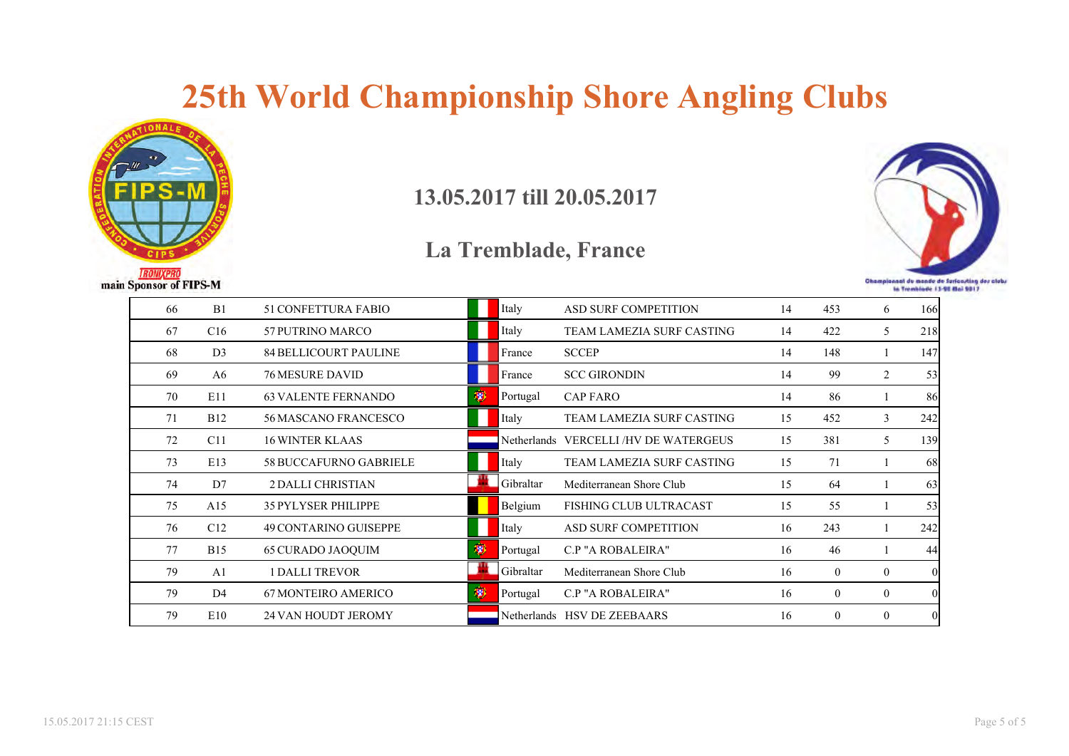# 25th World Championship Shore Angling Clubs

## 13.05.2017 till 20.05.2017

## La Tremblade, France

main Sponsor of FIPS-M

| | | | | | | | | | |
|---|---|---|---|---|---|---|---|---|---|
| 66 | B1 | 51 CONFETTURA FABIO | Italy | ASD SURF COMPETITION | 14 | 453 | 6 | 166 |
| 67 | C16 | 57 PUTRINO MARCO | Italy | TEAM LAMEZIA SURF CASTING | 14 | 422 | 5 | 218 |
| 68 | D3 | 84 BELLICOURT PAULINE | France | SCCEP | 14 | 148 | 1 | 147 |
| 69 | A6 | 76 MESURE DAVID | France | SCC GIRONDIN | 14 | 99 | 2 | 53 |
| 70 | E11 | 63 VALENTE FERNANDO | Portugal | CAP FARO | 14 | 86 | 1 | 86 |
| 71 | B12 | 56 MASCANO FRANCESCO | Italy | TEAM LAMEZIA SURF CASTING | 15 | 452 | 3 | 242 |
| 72 | C11 | 16 WINTER KLAAS | Netherlands | VERCELLI /HV DE WATERGEUS | 15 | 381 | 5 | 139 |
| 73 | E13 | 58 BUCCAFURNO GABRIELE | Italy | TEAM LAMEZIA SURF CASTING | 15 | 71 | 1 | 68 |
| 74 | D7 | 2 DALLI CHRISTIAN | Gibraltar | Mediterranean Shore Club | 15 | 64 | 1 | 63 |
| 75 | A15 | 35 PYLYSER PHILIPPE | Belgium | FISHING CLUB ULTRACAST | 15 | 55 | 1 | 53 |
| 76 | C12 | 49 CONTARINO GUISEPPE | Italy | ASD SURF COMPETITION | 16 | 243 | 1 | 242 |
| 77 | B15 | 65 CURADO JAOQUIM | Portugal | C.P "A ROBALEIRA" | 16 | 46 | 1 | 44 |
| 79 | A1 | 1 DALLI TREVOR | Gibraltar | Mediterranean Shore Club | 16 | 0 | 0 | 0 |
| 79 | D4 | 67 MONTEIRO AMERICO | Portugal | C.P "A ROBALEIRA" | 16 | 0 | 0 | 0 |
| 79 | E10 | 24 VAN HOUDT JEROMY | Netherlands | HSV DE ZEEBAARS | 16 | 0 | 0 | 0 |

15.05.2017 21:15 CEST